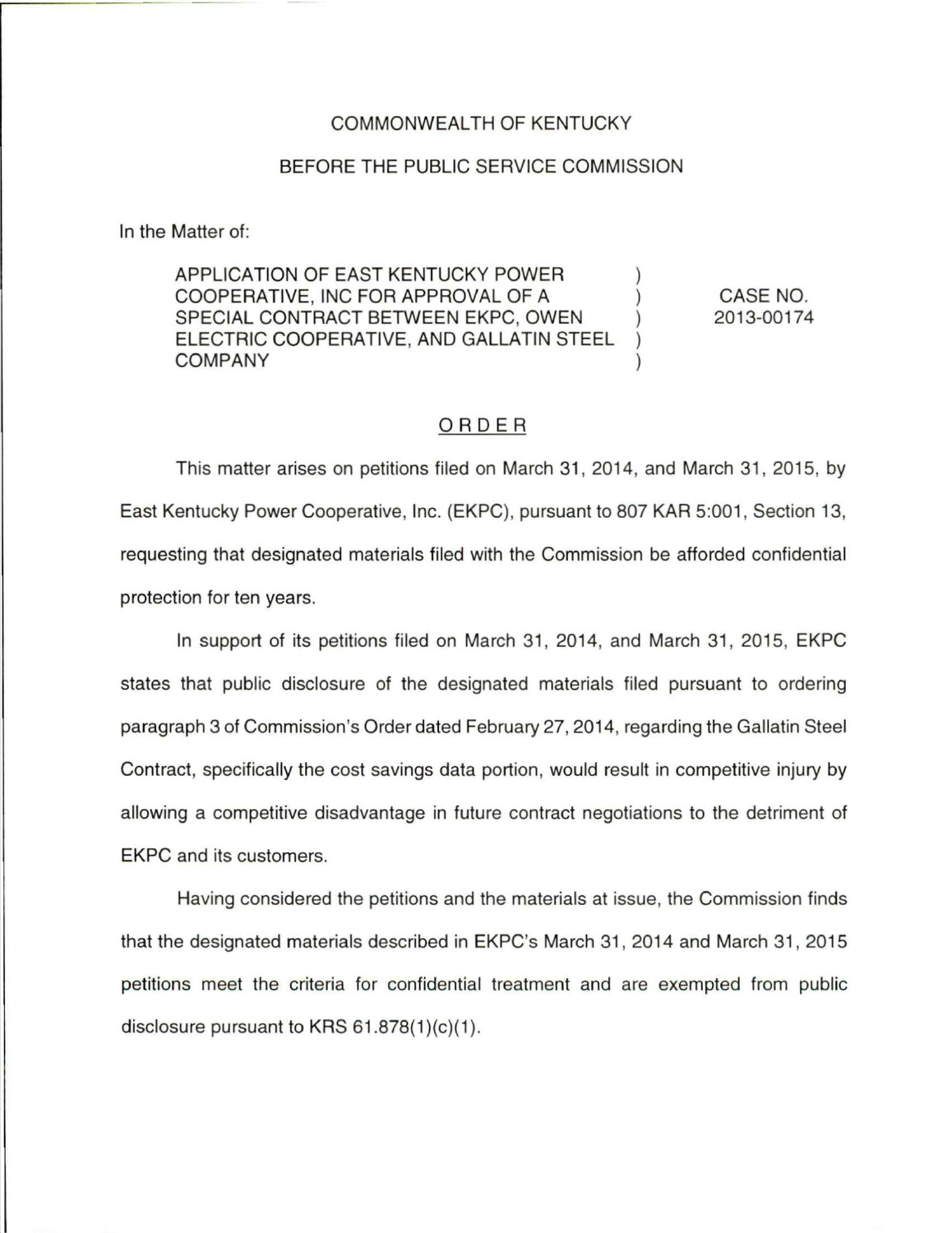COMMONWEALTH OF KENTUCKY

BEFORE THE PUBLIC SERVICE COMMISSION

In the Matter of:

| | | |
|---|---|---|
| APPLICATION OF EAST KENTUCKY POWER COOPERATIVE, INC FOR APPROVAL OF A SPECIAL CONTRACT BETWEEN EKPC, OWEN ELECTRIC COOPERATIVE, AND GALLATIN STEEL COMPANY | ) ) ) ) ) | CASE NO. 2013-00174 |

## ORDER

This matter arises on petitions filed on March 31, 2014, and March 31, 2015, by East Kentucky Power Cooperative, Inc. (EKPC), pursuant to 807 KAR 5:001, Section 13, requesting that designated materials filed with the Commission be afforded confidential protection for ten years.

In support of its petitions filed on March 31, 2014, and March 31, 2015, EKPC states that public disclosure of the designated materials filed pursuant to ordering paragraph 3 of Commission's Order dated February 27, 2014, regarding the Gallatin Steel Contract, specifically the cost savings data portion, would result in competitive injury by allowing a competitive disadvantage in future contract negotiations to the detriment of EKPC and its customers.

Having considered the petitions and the materials at issue, the Commission finds that the designated materials described in EKPC's March 31, 2014 and March 31, 2015 petitions meet the criteria for confidential treatment and are exempted from public disclosure pursuant to KRS 61.878(1)(c)(1).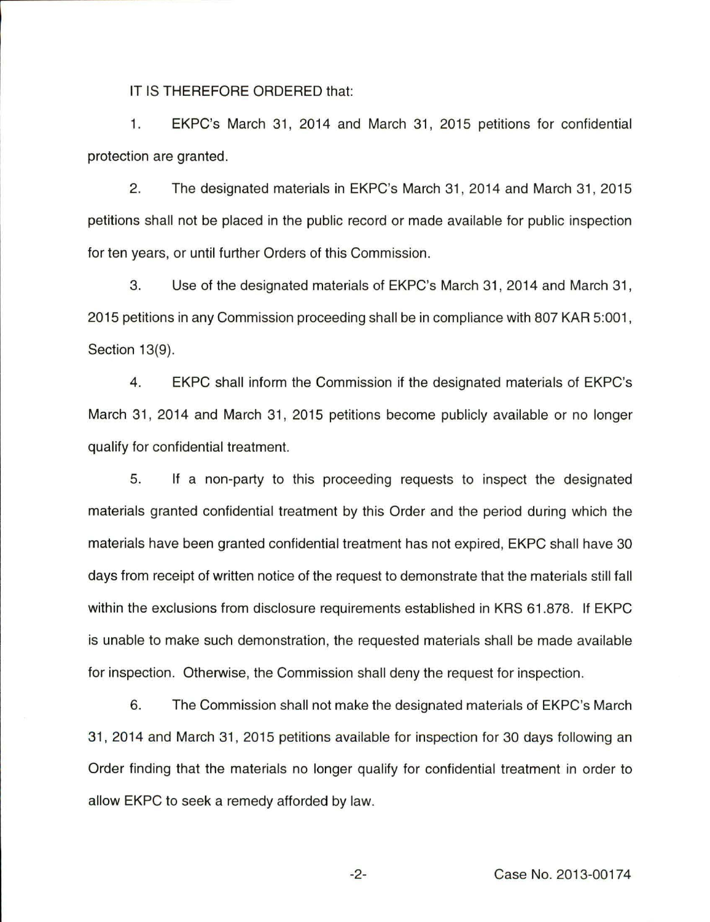IT IS THEREFORE ORDERED that:

1. EKPC's March 31, 2014 and March 31, 2015 petitions for confidential protection are granted.

2. The designated materials in EKPC's March 31, 2014 and March 31, 2015 petitions shall not be placed in the public record or made available for public inspection for ten years, or until further Orders of this Commission.

3. Use of the designated materials of EKPC's March 31, 2014 and March 31, 2015 petitions in any Commission proceeding shall be in compliance with 807 KAR 5:001, Section 13(9).

4. EKPC shall inform the Commission if the designated materials of EKPC's March 31, 2014 and March 31, 2015 petitions become publicly available or no longer qualify for confidential treatment.

5. If a non-party to this proceeding requests to inspect the designated materials granted confidential treatment by this Order and the period during which the materials have been granted confidential treatment has not expired, EKPC shall have 30 days from receipt of written notice of the request to demonstrate that the materials still fall within the exclusions from disclosure requirements established in KRS 61.878. If EKPC is unable to make such demonstration, the requested materials shall be made available for inspection. Otherwise, the Commission shall deny the request for inspection.

6. The Commission shall not make the designated materials of EKPC's March 31, 2014 and March 31, 2015 petitions available for inspection for 30 days following an Order finding that the materials no longer qualify for confidential treatment in order to allow EKPC to seek a remedy afforded by law.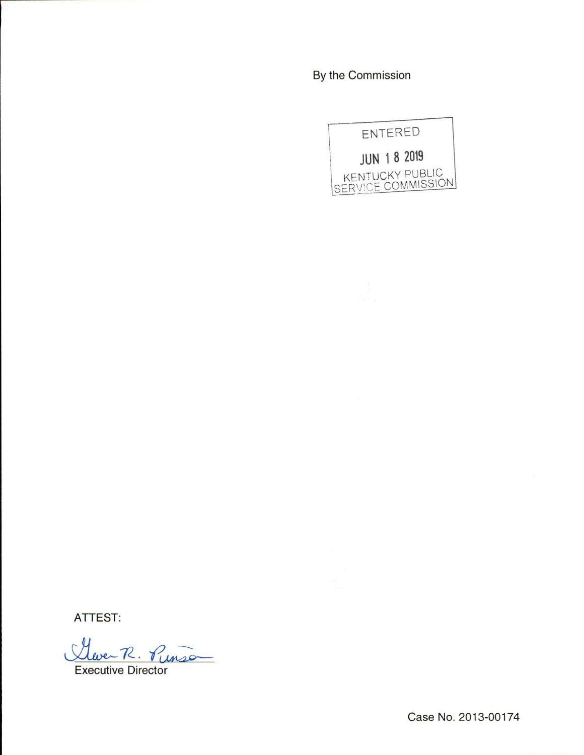By the Commission

ENTERED

JUN 18 2019

KENTUCKY PUBLIC SERVICE COMMISSION

ATTEST:

Gwen R. Pinson

Executive Director

Case No. 2013-00174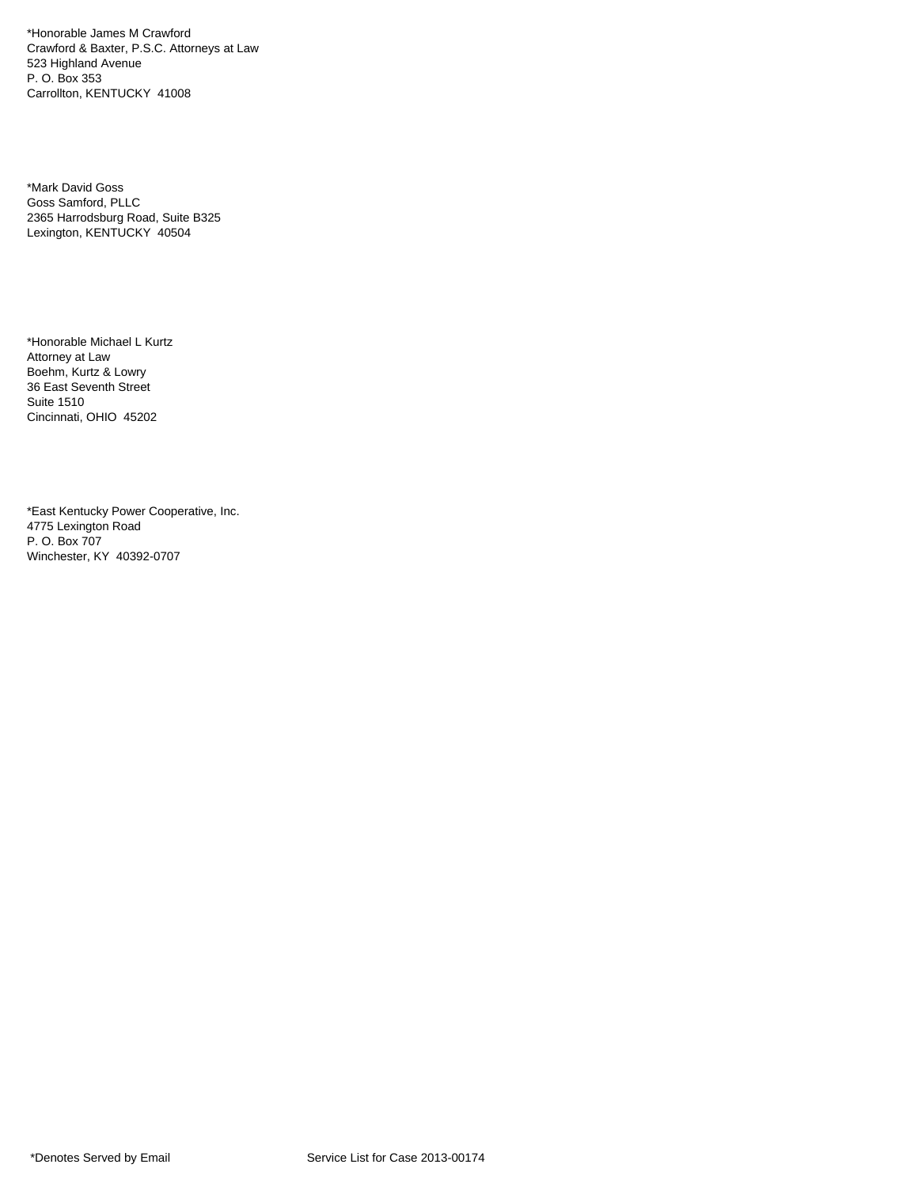*Honorable James M Crawford
Crawford & Baxter, P.S.C. Attorneys at Law
523 Highland Avenue
P. O. Box 353
Carrollton, KENTUCKY 41008

*Mark David Goss
Goss Samford, PLLC
2365 Harrodsburg Road, Suite B325
Lexington, KENTUCKY 40504

*Honorable Michael L Kurtz
Attorney at Law
Boehm, Kurtz & Lowry
36 East Seventh Street
Suite 1510
Cincinnati, OHIO 45202

*East Kentucky Power Cooperative, Inc.
4775 Lexington Road
P. O. Box 707
Winchester, KY 40392-0707